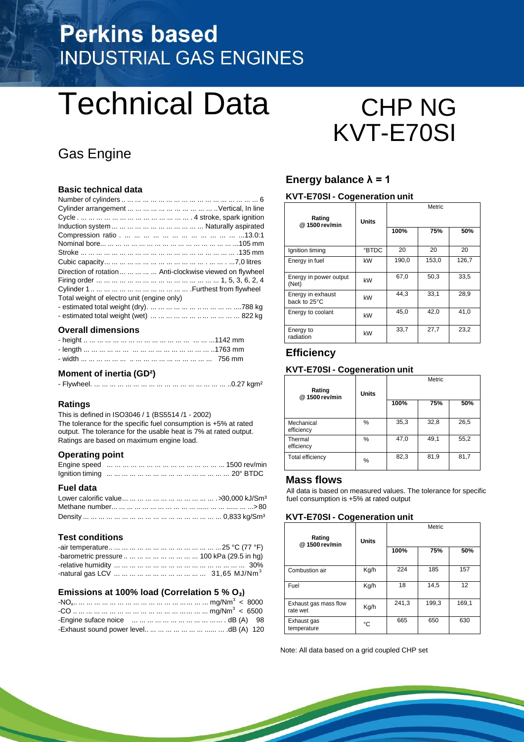# Perkins based
## INDUSTRIAL GAS ENGINES

# Technical Data

# CHP NG KVT-E70SI

## Gas Engine

### Basic technical data

Number of cylinders ... 6
Cylinder arrangement ... Vertical, In line
Cycle ... 4 stroke, spark ignition
Induction system ... Naturally aspirated
Compression ratio ... 13.0:1
Nominal bore... 105 mm
Stroke ... 135 mm
Cubic capacity... 7,0 litres
Direction of rotation ... Anti-clockwise viewed on flywheel
Firing order ... 1, 5, 3, 6, 2, 4
Cylinder 1 ... Furthest from flywheel
Total weight of electro unit (engine only)
- estimated total weight (dry). ... 788 kg
- estimated total weight (wet) ... 822 kg

### Overall dimensions

- height ... 1142 mm
- length ... 1763 mm
- width ... 756 mm

### Moment of inertia (GD²)

- Flywheel. ... 0.27 kgm²

### Ratings

This is defined in ISO3046 / 1 (BS5514 /1 - 2002)
The tolerance for the specific fuel consumption is +5% at rated output. The tolerance for the usable heat is 7% at rated output.
Ratings are based on maximum engine load.

### Operating point

Engine speed ... 1500 rev/min
Ignition timing ... 20° BTDC

### Fuel data

Lower calorific value... >30,000 kJ/Sm³
Methane number... >80
Density ... 0,833 kg/Sm³

### Test conditions

-air temperature... 25 °C (77 °F)
-barometric pressure ... 100 kPa (29.5 in hg)
-relative humidity ... 30%
-natural gas LCV ... 31,65 MJ/Nm³

### Emissions at 100% load (Correlation 5 % $O_2$)

-$NO_x$... mg/Nm³ < 8000
-CO ... mg/Nm³ < 6500
-Engine suface noice ... dB (A) 98
-Exhaust sound power level... dB (A) 120

### Energy balance λ = 1

#### KVT-E70SI - Cogeneration unit

| Rating @ 1500 rev/min | Units | Metric | | |
|---|---|---|---|---|
| | | 100% | 75% | 50% |
| Ignition timing | °BTDC | 20 | 20 | 20 |
| Energy in fuel | kW | 190,0 | 153,0 | 126,7 |
| Energy in power output (Net) | kW | 67,0 | 50,3 | 33,5 |
| Energy in exhaust back to 25°C | kW | 44,3 | 33,1 | 28,9 |
| Energy to coolant | kW | 45,0 | 42,0 | 41,0 |
| Energy to radiation | kW | 33,7 | 27,7 | 23,2 |

### Efficiency

#### KVT-E70SI - Cogeneration unit

| Rating @ 1500 rev/min | Units | Metric | | |
|---|---|---|---|---|
| | | 100% | 75% | 50% |
| Mechanical efficiency | % | 35,3 | 32,8 | 26,5 |
| Thermal efficiency | % | 47,0 | 49,1 | 55,2 |
| Total efficiency | % | 82,3 | 81,9 | 81,7 |

### Mass flows

All data is based on measured values. The tolerance for specific fuel consumption is +5% at rated output

#### KVT-E70SI - Cogeneration unit

| Rating @ 1500 rev/min | Units | Metric | | |
|---|---|---|---|---|
| | | 100% | 75% | 50% |
| Combustion air | Kg/h | 224 | 185 | 157 |
| Fuel | Kg/h | 18 | 14,5 | 12 |
| Exhaust gas mass flow rate wet | Kg/h | 241,3 | 199,3 | 169,1 |
| Exhaust gas temperature | °C | 665 | 650 | 630 |

Note: All data based on a grid coupled CHP set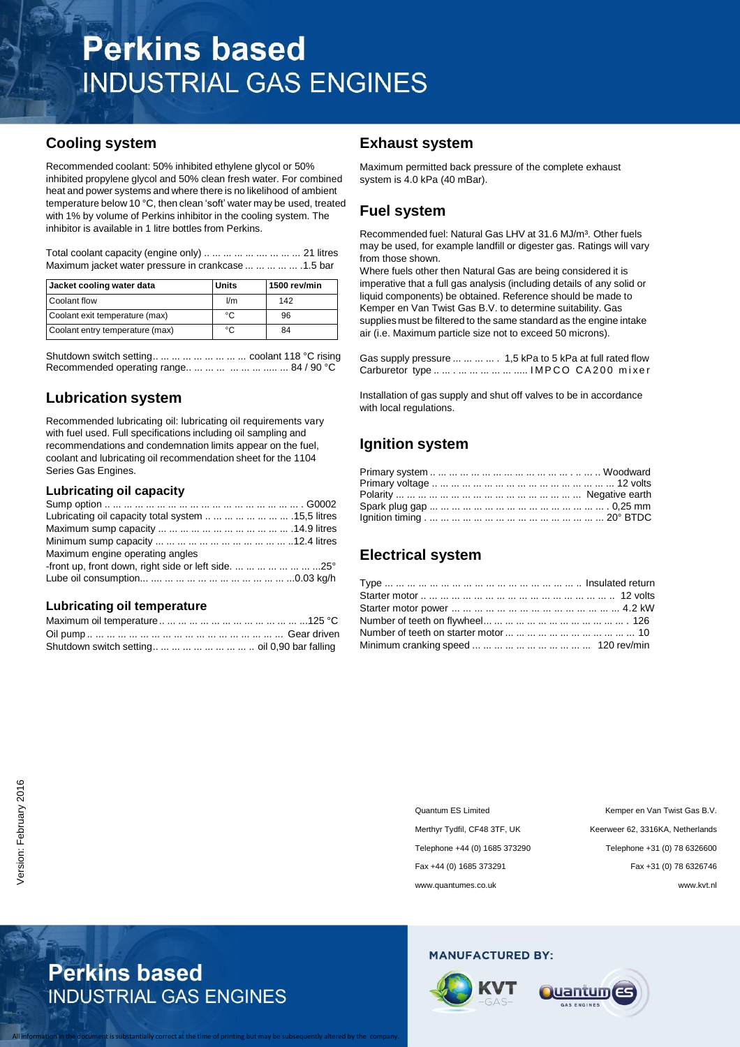# Perkins based
## INDUSTRIAL GAS ENGINES

## Cooling system

Recommended coolant: 50% inhibited ethylene glycol or 50% inhibited propylene glycol and 50% clean fresh water. For combined heat and power systems and where there is no likelihood of ambient temperature below 10 °C, then clean 'soft' water may be used, treated with 1% by volume of Perkins inhibitor in the cooling system. The inhibitor is available in 1 litre bottles from Perkins.

Total coolant capacity (engine only) .. ... ... ... ... .... ... ... ... 21 litres
Maximum jacket water pressure in crankcase ... ... ... ... ... .1.5 bar

| Jacket cooling water data | Units | 1500 rev/min |
|---|---|---|
| Coolant flow | l/m | 142 |
| Coolant exit temperature (max) | °C | 96 |
| Coolant entry temperature (max) | °C | 84 |

Shutdown switch setting.. ... ... ... ... ... ... ... ... coolant 118 °C rising
Recommended operating range.. ... ... ... ... ... ... ..... ... 84 / 90 °C

## Lubrication system

Recommended lubricating oil: lubricating oil requirements vary with fuel used. Full specifications including oil sampling and recommendations and condemnation limits appear on the fuel, coolant and lubricating oil recommendation sheet for the 1104 Series Gas Engines.

### Lubricating oil capacity

Sump option .. ... ... ... ... ... ... ... ... ... ... ... ... ... ... ... ... . G0002
Lubricating oil capacity total system .. ... ... ... ... ... ... ... .15,5 litres
Maximum sump capacity ... ... ... ... ... ... ... ... ... ... ... .14.9 litres
Minimum sump capacity ... ... ... ... ... ... ... ... ... ... ... ..12.4 litres
Maximum engine operating angles
-front up, front down, right side or left side. ... ... ... ... ... ... ...25°
Lube oil consumption... .... ... ... ... ... ... ... ... ... ... ... ...0.03 kg/h

### Lubricating oil temperature

Maximum oil temperature.. ... ... ... ... ... ... ... ... ... ... ... ...125 °C
Oil pump .. ... ... ... ... ... ... ... ... ... ... ... ... ... ... ... ... ... Gear driven
Shutdown switch setting.. ... ... ... ... ... ... ... ... .. oil 0,90 bar falling

## Exhaust system

Maximum permitted back pressure of the complete exhaust system is 4.0 kPa (40 mBar).

## Fuel system

Recommended fuel: Natural Gas LHV at 31.6 MJ/m³. Other fuels may be used, for example landfill or digester gas. Ratings will vary from those shown.
Where fuels other then Natural Gas are being considered it is imperative that a full gas analysis (including details of any solid or liquid components) be obtained. Reference should be made to Kemper en Van Twist Gas B.V. to determine suitability. Gas supplies must be filtered to the same standard as the engine intake air (i.e. Maximum particle size not to exceed 50 microns).

Gas supply pressure ... ... ... ... . 1,5 kPa to 5 kPa at full rated flow
Carburetor type .. ... . ... ... ... ... ..... IMPCO CA200 mixer

Installation of gas supply and shut off valves to be in accordance with local regulations.

## Ignition system

Primary system .. ... ... ... ... ... ... ... ... ... ... ... . .. ... .. Woodward
Primary voltage .. ... ... ... ... ... ... ... ... ... ... ... ... ... ... ... 12 volts
Polarity ... ... ... ... ... ... ... ... ... ... ... ... ... ... ... ... Negative earth
Spark plug gap ... ... ... ... ... ... ... ... ... ... ... ... ... ... ... . 0,25 mm
Ignition timing . ... ... ... ... ... ... ... ... ... ... ... ... ... ... ... 20° BTDC

## Electrical system

Type ... ... ... ... ... ... ... ... ... ... ... ... ... ... ... ... ... .. Insulated return
Starter motor .. ... ... ... ... ... ... ... ... ... ... ... ... ... ... ... .. 12 volts
Starter motor power ... ... ... ... ... ... ... ... ... ... ... ... ... ... 4.2 kW
Number of teeth on flywheel... ... ... ... ... ... ... ... ... ... ... ... . 126
Number of teeth on starter motor ... ... ... ... ... ... ... ... ... ... ... 10
Minimum cranking speed ... ... ... ... ... ... ... ... ... ... 120 rev/min

Quantum ES Limited
Merthyr Tydfil, CF48 3TF, UK
Telephone +44 (0) 1685 373290
Fax +44 (0) 1685 373291
www.quantumes.co.uk

Kemper en Van Twist Gas B.V.
Keerweer 62, 3316KA, Netherlands
Telephone +31 (0) 78 6326600
Fax +31 (0) 78 6326746
www.kvt.nl

Version: February 2016

**Perkins based**
INDUSTRIAL GAS ENGINES

MANUFACTURED BY:

All information in the document is substantially correct at the time of printing but may be subsequently altered by the company.